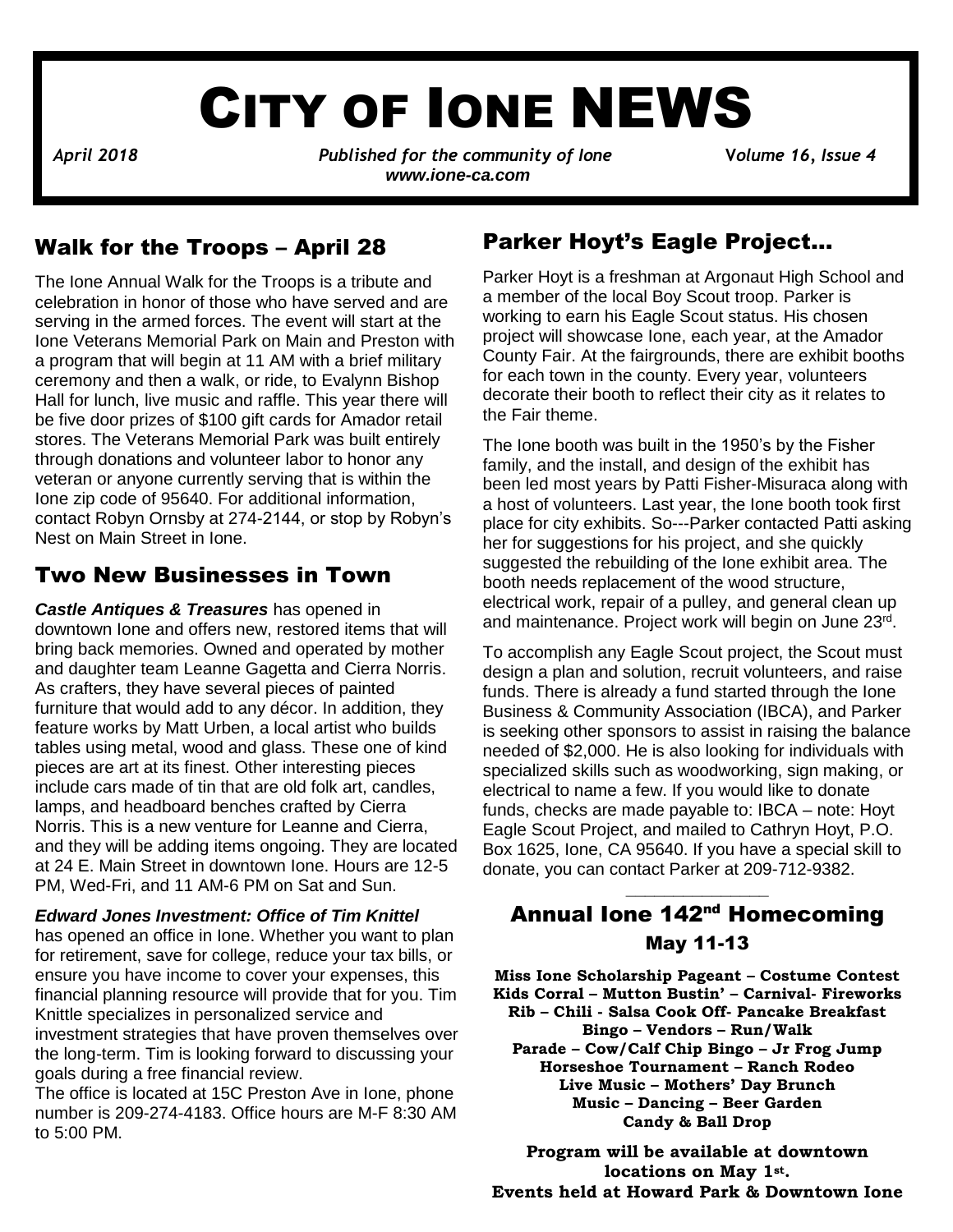# CITY OF IONE NEWS

*April 2018* *Published for the community of Ione* **Volume 16, Issue 4**

*www.ione-ca.com*

## Walk for the Troops – April 28

The Ione Annual Walk for the Troops is a tribute and celebration in honor of those who have served and are serving in the armed forces. The event will start at the Ione Veterans Memorial Park on Main and Preston with a program that will begin at 11 AM with a brief military ceremony and then a walk, or ride, to Evalynn Bishop Hall for lunch, live music and raffle. This year there will be five door prizes of $100 gift cards for Amador retail stores. The Veterans Memorial Park was built entirely through donations and volunteer labor to honor any veteran or anyone currently serving that is within the Ione zip code of 95640. For additional information, contact Robyn Ornsby at 274-2144, or stop by Robyn's Nest on Main Street in Ione.

## Two New Businesses in Town

***Castle Antiques & Treasures*** has opened in downtown Ione and offers new, restored items that will bring back memories. Owned and operated by mother and daughter team Leanne Gagetta and Cierra Norris. As crafters, they have several pieces of painted furniture that would add to any décor. In addition, they feature works by Matt Urben, a local artist who builds tables using metal, wood and glass. These one of kind pieces are art at its finest. Other interesting pieces include cars made of tin that are old folk art, candles, lamps, and headboard benches crafted by Cierra Norris. This is a new venture for Leanne and Cierra, and they will be adding items ongoing. They are located at 24 E. Main Street in downtown Ione. Hours are 12-5 PM, Wed-Fri, and 11 AM-6 PM on Sat and Sun.

***Edward Jones Investment: Office of Tim Knittel*** has opened an office in Ione. Whether you want to plan for retirement, save for college, reduce your tax bills, or ensure you have income to cover your expenses, this financial planning resource will provide that for you. Tim Knittle specializes in personalized service and investment strategies that have proven themselves over the long-term. Tim is looking forward to discussing your goals during a free financial review.

The office is located at 15C Preston Ave in Ione, phone number is 209-274-4183. Office hours are M-F 8:30 AM to 5:00 PM.

## Parker Hoyt's Eagle Project…

Parker Hoyt is a freshman at Argonaut High School and a member of the local Boy Scout troop. Parker is working to earn his Eagle Scout status. His chosen project will showcase Ione, each year, at the Amador County Fair. At the fairgrounds, there are exhibit booths for each town in the county. Every year, volunteers decorate their booth to reflect their city as it relates to the Fair theme.

The Ione booth was built in the 1950's by the Fisher family, and the install, and design of the exhibit has been led most years by Patti Fisher-Misuraca along with a host of volunteers. Last year, the Ione booth took first place for city exhibits. So---Parker contacted Patti asking her for suggestions for his project, and she quickly suggested the rebuilding of the Ione exhibit area. The booth needs replacement of the wood structure, electrical work, repair of a pulley, and general clean up and maintenance. Project work will begin on June 23rd.

To accomplish any Eagle Scout project, the Scout must design a plan and solution, recruit volunteers, and raise funds. There is already a fund started through the Ione Business & Community Association (IBCA), and Parker is seeking other sponsors to assist in raising the balance needed of $2,000. He is also looking for individuals with specialized skills such as woodworking, sign making, or electrical to name a few. If you would like to donate funds, checks are made payable to: IBCA – note: Hoyt Eagle Scout Project, and mailed to Cathryn Hoyt, P.O. Box 1625, Ione, CA 95640. If you have a special skill to donate, you can contact Parker at 209-712-9382.

---

## Annual Ione 142nd Homecoming

### May 11-13

**Miss Ione Scholarship Pageant – Costume Contest**
**Kids Corral – Mutton Bustin' – Carnival- Fireworks**
**Rib – Chili - Salsa Cook Off- Pancake Breakfast**
**Bingo – Vendors – Run/Walk**
**Parade – Cow/Calf Chip Bingo – Jr Frog Jump**
**Horseshoe Tournament – Ranch Rodeo**
**Live Music – Mothers' Day Brunch**
**Music – Dancing – Beer Garden**
**Candy & Ball Drop**

**Program will be available at downtown locations on May 1st.**
**Events held at Howard Park & Downtown Ione**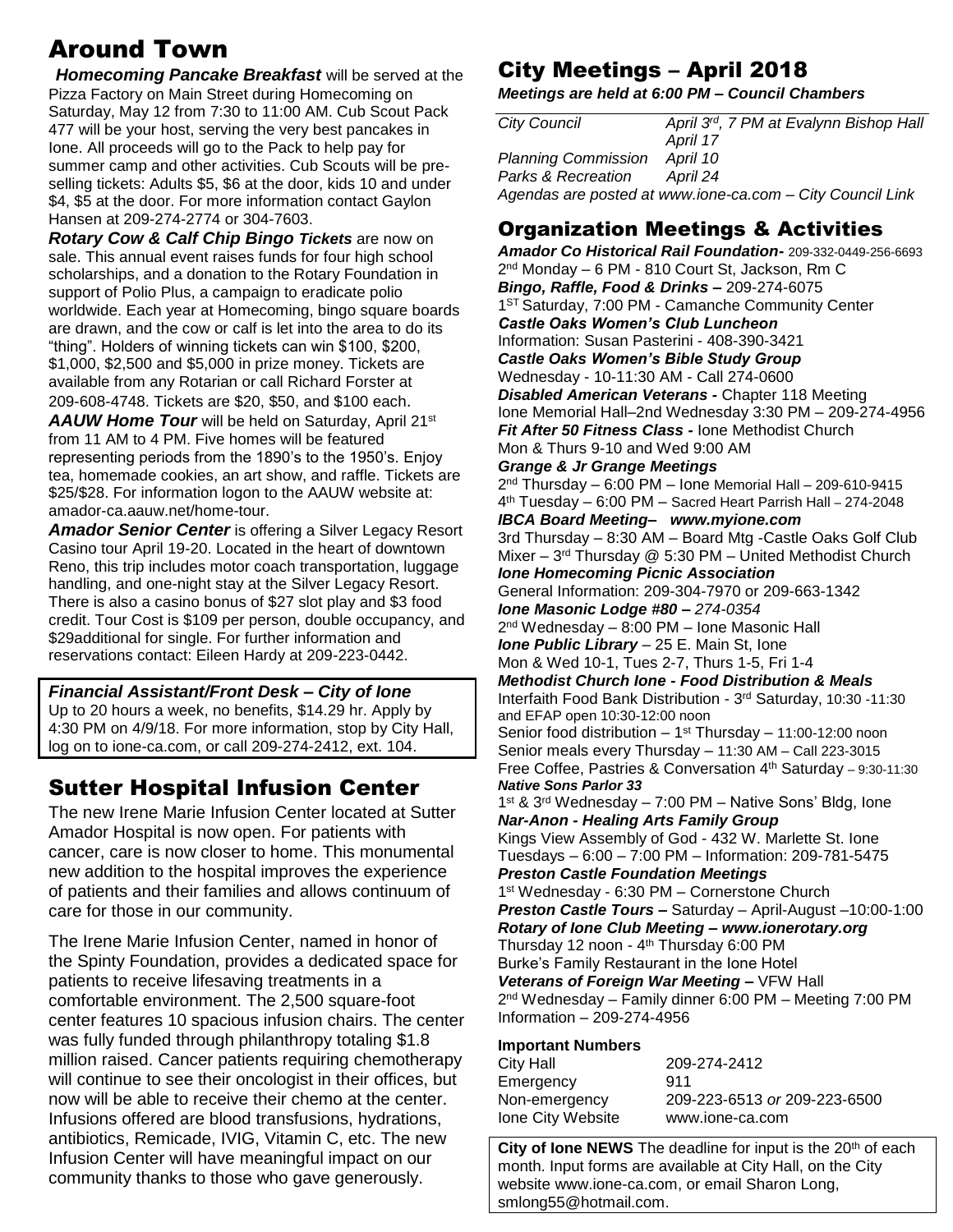# Around Town

***Homecoming Pancake Breakfast*** will be served at the Pizza Factory on Main Street during Homecoming on Saturday, May 12 from 7:30 to 11:00 AM. Cub Scout Pack 477 will be your host, serving the very best pancakes in Ione. All proceeds will go to the Pack to help pay for summer camp and other activities. Cub Scouts will be pre-selling tickets: Adults $5, $6 at the door, kids 10 and under $4, $5 at the door. For more information contact Gaylon Hansen at 209-274-2774 or 304-7603.

***Rotary Cow & Calf Chip Bingo Tickets*** are now on sale. This annual event raises funds for four high school scholarships, and a donation to the Rotary Foundation in support of Polio Plus, a campaign to eradicate polio worldwide. Each year at Homecoming, bingo square boards are drawn, and the cow or calf is let into the area to do its "thing". Holders of winning tickets can win $100, $200, $1,000, $2,500 and $5,000 in prize money. Tickets are available from any Rotarian or call Richard Forster at 209-608-4748. Tickets are $20, $50, and $100 each.

***AAUW Home Tour*** will be held on Saturday, April 21st from 11 AM to 4 PM. Five homes will be featured representing periods from the 1890's to the 1950's. Enjoy tea, homemade cookies, an art show, and raffle. Tickets are $25/$28. For information logon to the AAUW website at: amador-ca.aauw.net/home-tour.

***Amador Senior Center*** is offering a Silver Legacy Resort Casino tour April 19-20. Located in the heart of downtown Reno, this trip includes motor coach transportation, luggage handling, and one-night stay at the Silver Legacy Resort. There is also a casino bonus of $27 slot play and $3 food credit. Tour Cost is $109 per person, double occupancy, and $29additional for single. For further information and reservations contact: Eileen Hardy at 209-223-0442.

***Financial Assistant/Front Desk – City of Ione***
Up to 20 hours a week, no benefits, $14.29 hr. Apply by 4:30 PM on 4/9/18. For more information, stop by City Hall, log on to ione-ca.com, or call 209-274-2412, ext. 104.

# Sutter Hospital Infusion Center

The new Irene Marie Infusion Center located at Sutter Amador Hospital is now open. For patients with cancer, care is now closer to home. This monumental new addition to the hospital improves the experience of patients and their families and allows continuum of care for those in our community.

The Irene Marie Infusion Center, named in honor of the Spinty Foundation, provides a dedicated space for patients to receive lifesaving treatments in a comfortable environment. The 2,500 square-foot center features 10 spacious infusion chairs. The center was fully funded through philanthropy totaling $1.8 million raised. Cancer patients requiring chemotherapy will continue to see their oncologist in their offices, but now will be able to receive their chemo at the center. Infusions offered are blood transfusions, hydrations, antibiotics, Remicade, IVIG, Vitamin C, etc. The new Infusion Center will have meaningful impact on our community thanks to those who gave generously.

# City Meetings – April 2018

***Meetings are held at 6:00 PM – Council Chambers***

| | |
|---|---|
| *City Council* | *April 3rd, 7 PM at Evalynn Bishop Hall* |
| | *April 17* |
| *Planning Commission* | *April 10* |
| *Parks & Recreation* | *April 24* |

*Agendas are posted at www.ione-ca.com – City Council Link*

# Organization Meetings & Activities

***Amador Co Historical Rail Foundation-*** 209-332-0449-256-6693
2nd Monday – 6 PM - 810 Court St, Jackson, Rm C

***Bingo, Raffle, Food & Drinks –*** 209-274-6075
1ST Saturday, 7:00 PM - Camanche Community Center

***Castle Oaks Women's Club Luncheon***
Information: Susan Pasterini - 408-390-3421

***Castle Oaks Women's Bible Study Group***
Wednesday - 10-11:30 AM - Call 274-0600

***Disabled American Veterans -*** Chapter 118 Meeting
Ione Memorial Hall–2nd Wednesday 3:30 PM – 209-274-4956

***Fit After 50 Fitness Class -*** Ione Methodist Church
Mon & Thurs 9-10 and Wed 9:00 AM

***Grange & Jr Grange Meetings***
2nd Thursday – 6:00 PM – Ione Memorial Hall – 209-610-9415
4th Tuesday – 6:00 PM – Sacred Heart Parrish Hall – 274-2048

***IBCA Board Meeting– www.myione.com***
3rd Thursday – 8:30 AM – Board Mtg -Castle Oaks Golf Club
Mixer – 3rd Thursday @ 5:30 PM – United Methodist Church

***Ione Homecoming Picnic Association***
General Information: 209-304-7970 or 209-663-1342

***Ione Masonic Lodge #80 – 274-0354***
2nd Wednesday – 8:00 PM – Ione Masonic Hall

***Ione Public Library*** – 25 E. Main St, Ione
Mon & Wed 10-1, Tues 2-7, Thurs 1-5, Fri 1-4

***Methodist Church Ione - Food Distribution & Meals***
Interfaith Food Bank Distribution - 3rd Saturday, 10:30 -11:30 and EFAP open 10:30-12:00 noon
Senior food distribution – 1st Thursday – 11:00-12:00 noon
Senior meals every Thursday – 11:30 AM – Call 223-3015
Free Coffee, Pastries & Conversation 4th Saturday – 9:30-11:30

***Native Sons Parlor 33***
1st & 3rd Wednesday – 7:00 PM – Native Sons' Bldg, Ione

***Nar-Anon - Healing Arts Family Group***
Kings View Assembly of God - 432 W. Marlette St. Ione
Tuesdays – 6:00 – 7:00 PM – Information: 209-781-5475

***Preston Castle Foundation Meetings***
1st Wednesday - 6:30 PM – Cornerstone Church

***Preston Castle Tours –*** Saturday – April-August –10:00-1:00

***Rotary of Ione Club Meeting – www.ionerotary.org***
Thursday 12 noon - 4th Thursday 6:00 PM
Burke's Family Restaurant in the Ione Hotel

***Veterans of Foreign War Meeting –*** VFW Hall
2nd Wednesday – Family dinner 6:00 PM – Meeting 7:00 PM
Information – 209-274-4956

**Important Numbers**

| | |
|---|---|
| City Hall | 209-274-2412 |
| Emergency | 911 |
| Non-emergency | 209-223-6513 *or* 209-223-6500 |
| Ione City Website | www.ione-ca.com |

**City of Ione NEWS** The deadline for input is the 20th of each month. Input forms are available at City Hall, on the City website www.ione-ca.com, or email Sharon Long, smlong55@hotmail.com.